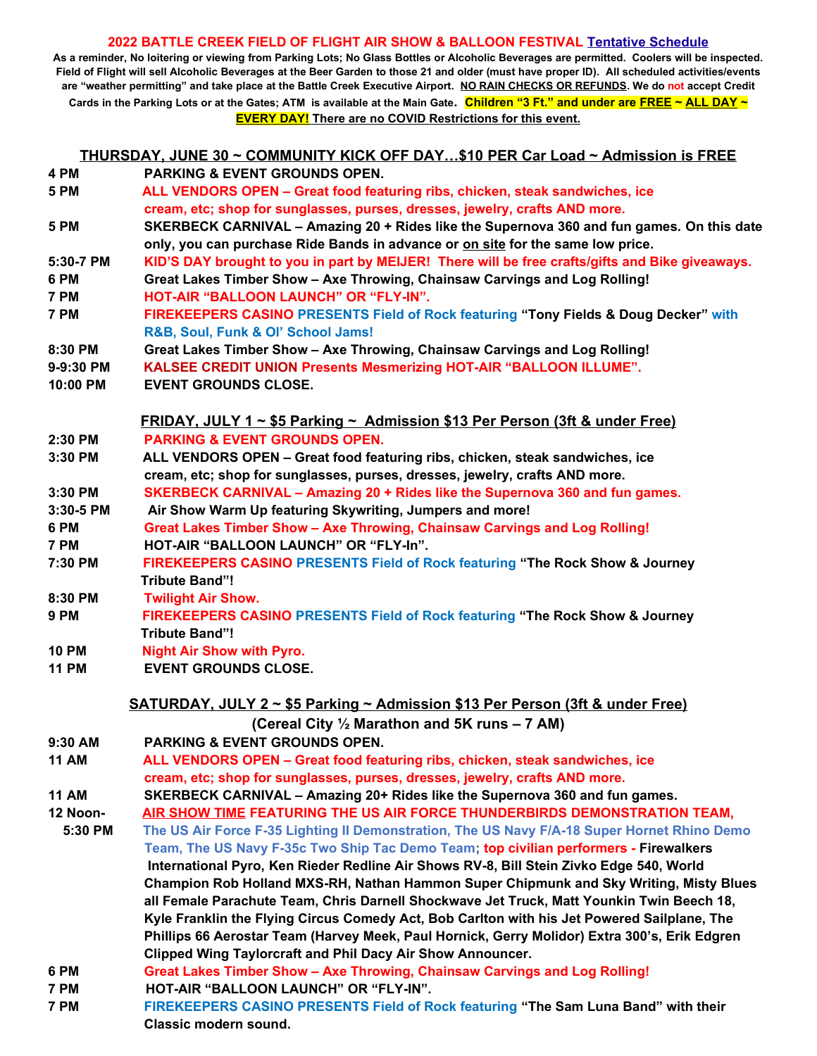# 2022 BATTLE CREEK FIELD OF FLIGHT AIR SHOW & BALLOON FESTIVAL Tentative Schedule

**As a reminder, No loitering or viewing from Parking Lots; No Glass Bottles or Alcoholic Beverages are permitted. Coolers will be inspected. Field of Flight will sell Alcoholic Beverages at the Beer Garden to those 21 and older (must have proper ID). All scheduled activities/events are "weather permitting" and take place at the Battle Creek Executive Airport. NO RAIN CHECKS OR REFUNDS. We do not accept Credit Cards in the Parking Lots or at the Gates; ATM is available at the Main Gate. Children "3 Ft." and under are FREE ~ ALL DAY ~ EVERY DAY! There are no COVID Restrictions for this event.**

## THURSDAY, JUNE 30 ~ COMMUNITY KICK OFF DAY…$10 PER Car Load ~ Admission is FREE

**4 PM** PARKING & EVENT GROUNDS OPEN.

**5 PM** ALL VENDORS OPEN – Great food featuring ribs, chicken, steak sandwiches, ice cream, etc; shop for sunglasses, purses, dresses, jewelry, crafts AND more.

**5 PM** SKERBECK CARNIVAL – Amazing 20 + Rides like the Supernova 360 and fun games. On this date only, you can purchase Ride Bands in advance or on site for the same low price.

**5:30-7 PM** KID'S DAY brought to you in part by MEIJER! There will be free crafts/gifts and Bike giveaways.

**6 PM** Great Lakes Timber Show – Axe Throwing, Chainsaw Carvings and Log Rolling!

**7 PM** HOT-AIR "BALLOON LAUNCH" OR "FLY-IN".

**7 PM** FIREKEEPERS CASINO PRESENTS Field of Rock featuring "Tony Fields & Doug Decker" with R&B, Soul, Funk & Ol' School Jams!

**8:30 PM** Great Lakes Timber Show – Axe Throwing, Chainsaw Carvings and Log Rolling!

**9-9:30 PM** KALSEE CREDIT UNION Presents Mesmerizing HOT-AIR "BALLOON ILLUME".

**10:00 PM** EVENT GROUNDS CLOSE.

## FRIDAY, JULY 1 ~ $5 Parking ~ Admission $13 Per Person (3ft & under Free)

**2:30 PM** PARKING & EVENT GROUNDS OPEN.

**3:30 PM** ALL VENDORS OPEN – Great food featuring ribs, chicken, steak sandwiches, ice cream, etc; shop for sunglasses, purses, dresses, jewelry, crafts AND more.

**3:30 PM** SKERBECK CARNIVAL – Amazing 20 + Rides like the Supernova 360 and fun games.

**3:30-5 PM** Air Show Warm Up featuring Skywriting, Jumpers and more!

**6 PM** Great Lakes Timber Show – Axe Throwing, Chainsaw Carvings and Log Rolling!

**7 PM** HOT-AIR "BALLOON LAUNCH" OR "FLY-In".

**7:30 PM** FIREKEEPERS CASINO PRESENTS Field of Rock featuring "The Rock Show & Journey Tribute Band"!

**8:30 PM** Twilight Air Show.

**9 PM** FIREKEEPERS CASINO PRESENTS Field of Rock featuring "The Rock Show & Journey Tribute Band"!

**10 PM** Night Air Show with Pyro.

**11 PM** EVENT GROUNDS CLOSE.

## SATURDAY, JULY 2 ~ $5 Parking ~ Admission $13 Per Person (3ft & under Free)

**(Cereal City ½ Marathon and 5K runs – 7 AM)**

**9:30 AM** PARKING & EVENT GROUNDS OPEN.

**11 AM** ALL VENDORS OPEN – Great food featuring ribs, chicken, steak sandwiches, ice cream, etc; shop for sunglasses, purses, dresses, jewelry, crafts AND more.

**11 AM** SKERBECK CARNIVAL – Amazing 20+ Rides like the Supernova 360 and fun games.

**12 Noon-5:30 PM** AIR SHOW TIME FEATURING THE US AIR FORCE THUNDERBIRDS DEMONSTRATION TEAM, The US Air Force F-35 Lighting II Demonstration, The US Navy F/A-18 Super Hornet Rhino Demo Team, The US Navy F-35c Two Ship Tac Demo Team; top civilian performers - Firewalkers International Pyro, Ken Rieder Redline Air Shows RV-8, Bill Stein Zivko Edge 540, World Champion Rob Holland MXS-RH, Nathan Hammon Super Chipmunk and Sky Writing, Misty Blues all Female Parachute Team, Chris Darnell Shockwave Jet Truck, Matt Younkin Twin Beech 18, Kyle Franklin the Flying Circus Comedy Act, Bob Carlton with his Jet Powered Sailplane, The Phillips 66 Aerostar Team (Harvey Meek, Paul Hornick, Gerry Molidor) Extra 300's, Erik Edgren Clipped Wing Taylorcraft and Phil Dacy Air Show Announcer.

**6 PM** Great Lakes Timber Show – Axe Throwing, Chainsaw Carvings and Log Rolling!

**7 PM** HOT-AIR "BALLOON LAUNCH" OR "FLY-IN".

**7 PM** FIREKEEPERS CASINO PRESENTS Field of Rock featuring "The Sam Luna Band" with their Classic modern sound.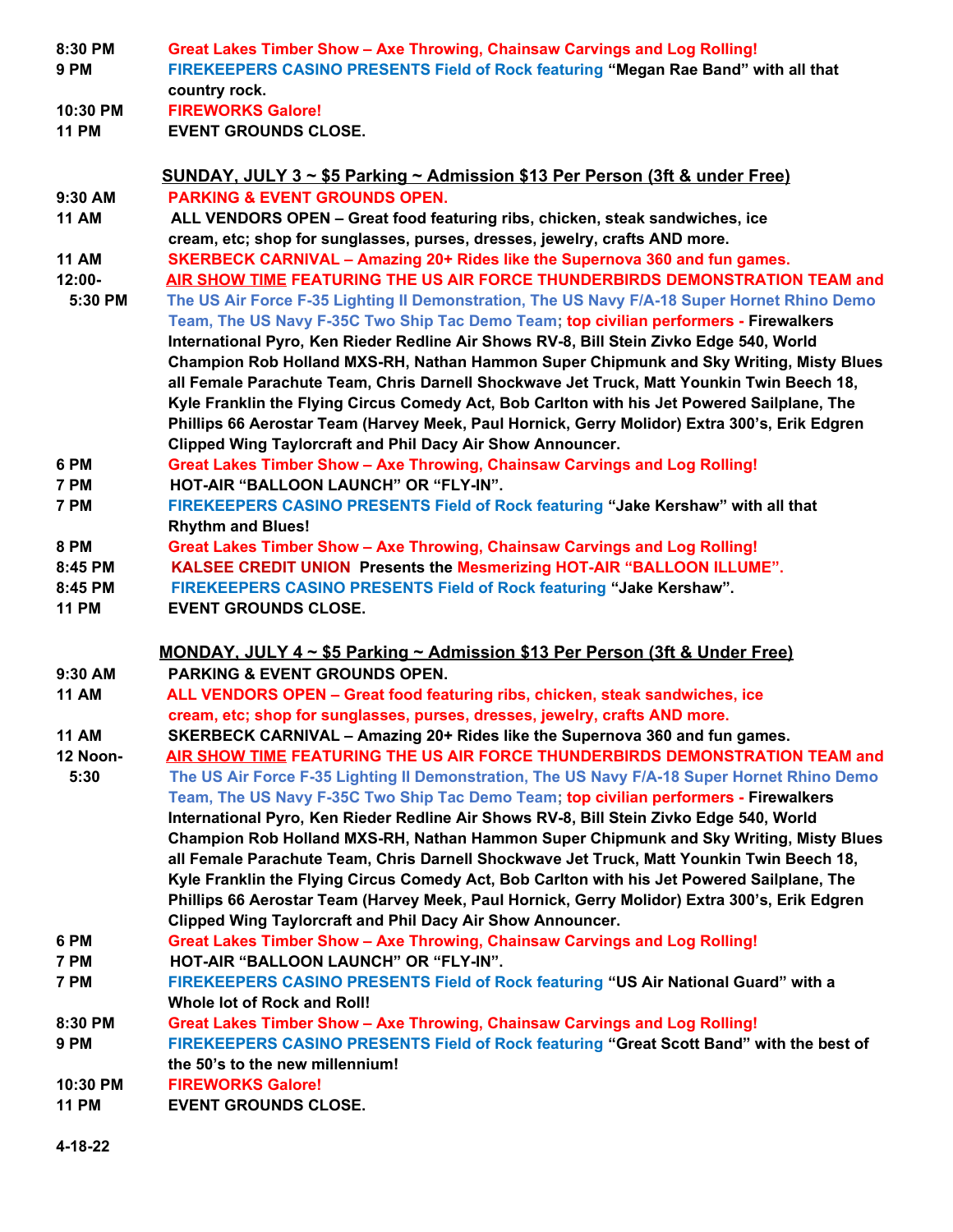**8:30 PM** **Great Lakes Timber Show – Axe Throwing, Chainsaw Carvings and Log Rolling!**
**9 PM** **FIREKEEPERS CASINO PRESENTS Field of Rock featuring "Megan Rae Band" with all that country rock.**
**10:30 PM** **FIREWORKS Galore!**
**11 PM** **EVENT GROUNDS CLOSE.**

## SUNDAY, JULY 3 ~ $5 Parking ~ Admission $13 Per Person (3ft & under Free)

**9:30 AM** **PARKING & EVENT GROUNDS OPEN.**
**11 AM** **ALL VENDORS OPEN – Great food featuring ribs, chicken, steak sandwiches, ice cream, etc; shop for sunglasses, purses, dresses, jewelry, crafts AND more.**
**11 AM** **SKERBECK CARNIVAL – Amazing 20+ Rides like the Supernova 360 and fun games.**
**12:00- 5:30 PM** **AIR SHOW TIME FEATURING THE US AIR FORCE THUNDERBIRDS DEMONSTRATION TEAM and The US Air Force F-35 Lighting II Demonstration, The US Navy F/A-18 Super Hornet Rhino Demo Team, The US Navy F-35C Two Ship Tac Demo Team; top civilian performers - Firewalkers International Pyro, Ken Rieder Redline Air Shows RV-8, Bill Stein Zivko Edge 540, World Champion Rob Holland MXS-RH, Nathan Hammon Super Chipmunk and Sky Writing, Misty Blues all Female Parachute Team, Chris Darnell Shockwave Jet Truck, Matt Younkin Twin Beech 18, Kyle Franklin the Flying Circus Comedy Act, Bob Carlton with his Jet Powered Sailplane, The Phillips 66 Aerostar Team (Harvey Meek, Paul Hornick, Gerry Molidor) Extra 300's, Erik Edgren Clipped Wing Taylorcraft and Phil Dacy Air Show Announcer.**
**6 PM** **Great Lakes Timber Show – Axe Throwing, Chainsaw Carvings and Log Rolling!**
**7 PM** **HOT-AIR "BALLOON LAUNCH" OR "FLY-IN".**
**7 PM** **FIREKEEPERS CASINO PRESENTS Field of Rock featuring "Jake Kershaw" with all that Rhythm and Blues!**
**8 PM** **Great Lakes Timber Show – Axe Throwing, Chainsaw Carvings and Log Rolling!**
**8:45 PM** **KALSEE CREDIT UNION Presents the Mesmerizing HOT-AIR "BALLOON ILLUME".**
**8:45 PM** **FIREKEEPERS CASINO PRESENTS Field of Rock featuring "Jake Kershaw".**
**11 PM** **EVENT GROUNDS CLOSE.**

## MONDAY, JULY 4 ~ $5 Parking ~ Admission $13 Per Person (3ft & Under Free)

**9:30 AM** **PARKING & EVENT GROUNDS OPEN.**
**11 AM** **ALL VENDORS OPEN – Great food featuring ribs, chicken, steak sandwiches, ice cream, etc; shop for sunglasses, purses, dresses, jewelry, crafts AND more.**
**11 AM** **SKERBECK CARNIVAL – Amazing 20+ Rides like the Supernova 360 and fun games.**
**12 Noon- 5:30** **AIR SHOW TIME FEATURING THE US AIR FORCE THUNDERBIRDS DEMONSTRATION TEAM and The US Air Force F-35 Lighting II Demonstration, The US Navy F/A-18 Super Hornet Rhino Demo Team, The US Navy F-35C Two Ship Tac Demo Team; top civilian performers - Firewalkers International Pyro, Ken Rieder Redline Air Shows RV-8, Bill Stein Zivko Edge 540, World Champion Rob Holland MXS-RH, Nathan Hammon Super Chipmunk and Sky Writing, Misty Blues all Female Parachute Team, Chris Darnell Shockwave Jet Truck, Matt Younkin Twin Beech 18, Kyle Franklin the Flying Circus Comedy Act, Bob Carlton with his Jet Powered Sailplane, The Phillips 66 Aerostar Team (Harvey Meek, Paul Hornick, Gerry Molidor) Extra 300's, Erik Edgren Clipped Wing Taylorcraft and Phil Dacy Air Show Announcer.**
**6 PM** **Great Lakes Timber Show – Axe Throwing, Chainsaw Carvings and Log Rolling!**
**7 PM** **HOT-AIR "BALLOON LAUNCH" OR "FLY-IN".**
**7 PM** **FIREKEEPERS CASINO PRESENTS Field of Rock featuring "US Air National Guard" with a Whole lot of Rock and Roll!**
**8:30 PM** **Great Lakes Timber Show – Axe Throwing, Chainsaw Carvings and Log Rolling!**
**9 PM** **FIREKEEPERS CASINO PRESENTS Field of Rock featuring "Great Scott Band" with the best of the 50's to the new millennium!**
**10:30 PM** **FIREWORKS Galore!**
**11 PM** **EVENT GROUNDS CLOSE.**

**4-18-22**